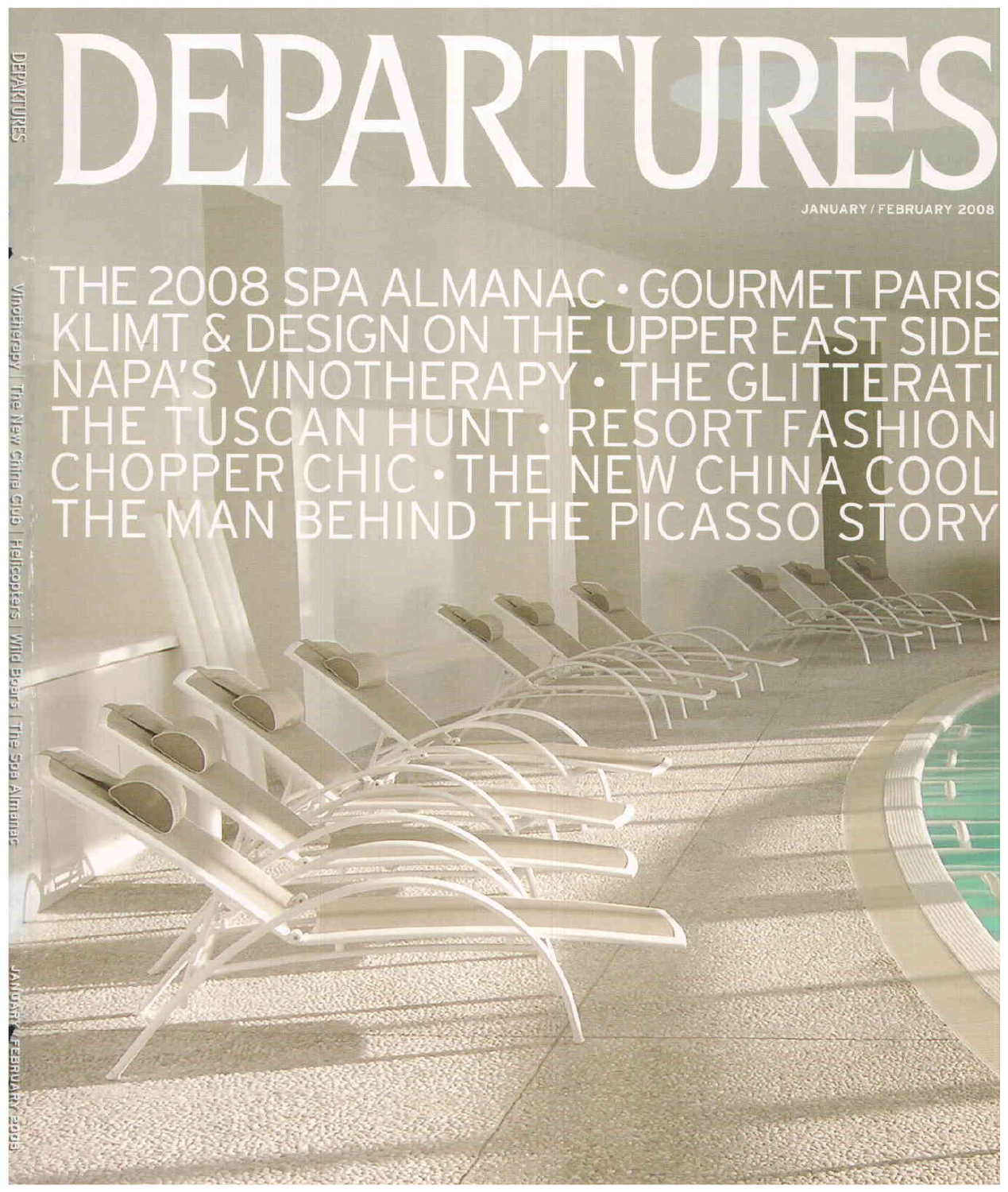# DEPARTURES

JANUARY / FEBRUARY 2008

THE 2008 SPA ALMANAC • GOURMET PARIS
KLIMT & DESIGN ON THE UPPER EAST SIDE
NAPA'S VINOTHERAPY • THE GLITTERATI
THE TUSCAN HUNT • RESORT FASHION
CHOPPER CHIC • THE NEW CHINA COOL
THE MAN BEHIND THE PICASSO STORY

DEPARTURES | Vinotherapy | The New China Club | Helicopters | Wild Boars | The Spa Almanac | JANUARY / FEBRUARY 2008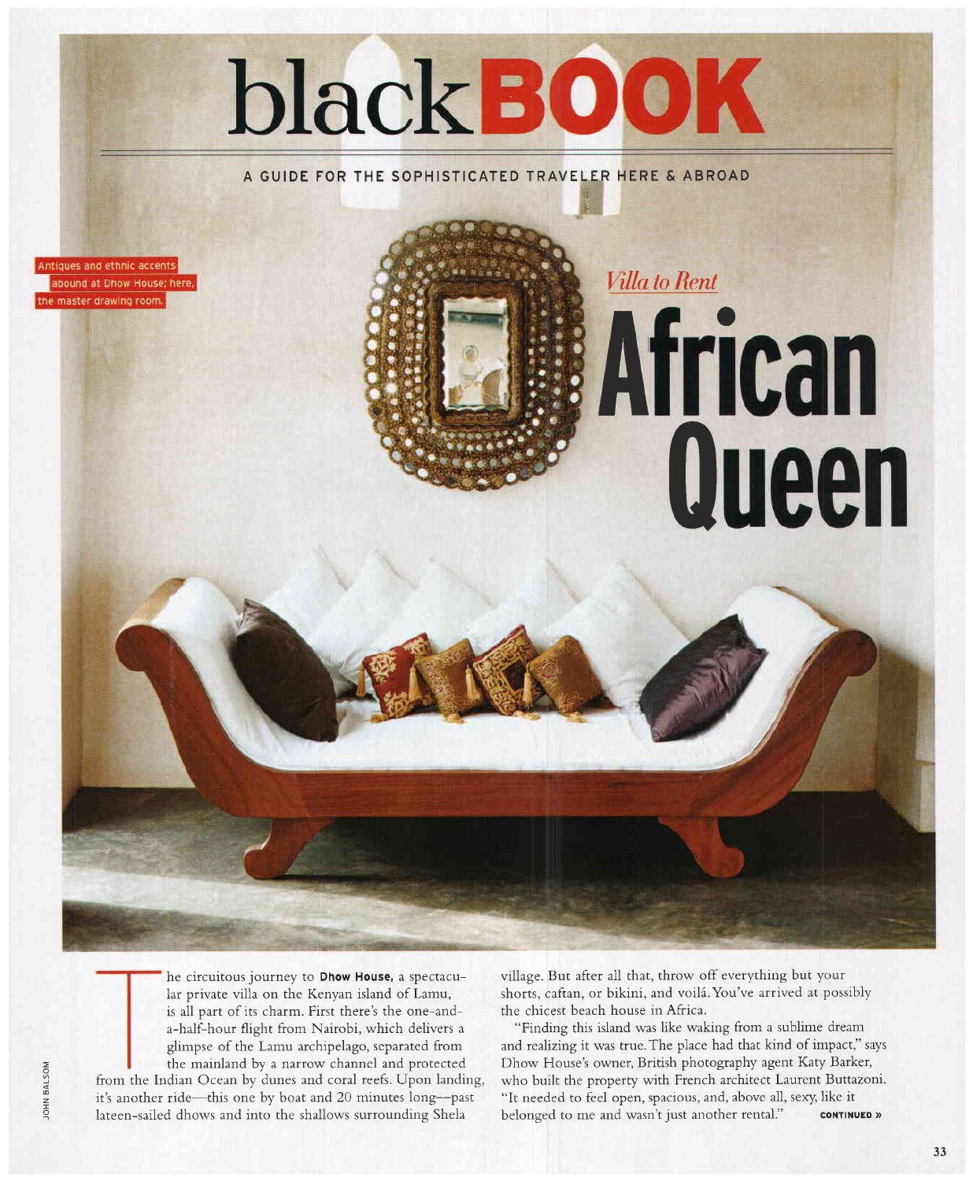# blackBOOK

A GUIDE FOR THE SOPHISTICATED TRAVELER HERE & ABROAD

*Villa to Rent*

## African Queen

Antiques and ethnic accents abound at Dhow House; here, the master drawing room.

JOHN BALSOM

The circuitous journey to **Dhow House**, a spectacular private villa on the Kenyan island of Lamu, is all part of its charm. First there's the one-and-a-half-hour flight from Nairobi, which delivers a glimpse of the Lamu archipelago, separated from the mainland by a narrow channel and protected from the Indian Ocean by dunes and coral reefs. Upon landing, it's another ride—this one by boat and 20 minutes long—past lateen-sailed dhows and into the shallows surrounding Shela village. But after all that, throw off everything but your shorts, caftan, or bikini, and voilá. You've arrived at possibly the chicest beach house in Africa.

"Finding this island was like waking from a sublime dream and realizing it was true. The place had that kind of impact," says Dhow House's owner, British photography agent Katy Barker, who built the property with French architect Laurent Buttazoni. "It needed to feel open, spacious, and, above all, sexy, like it belonged to me and wasn't just another rental." **CONTINUED »**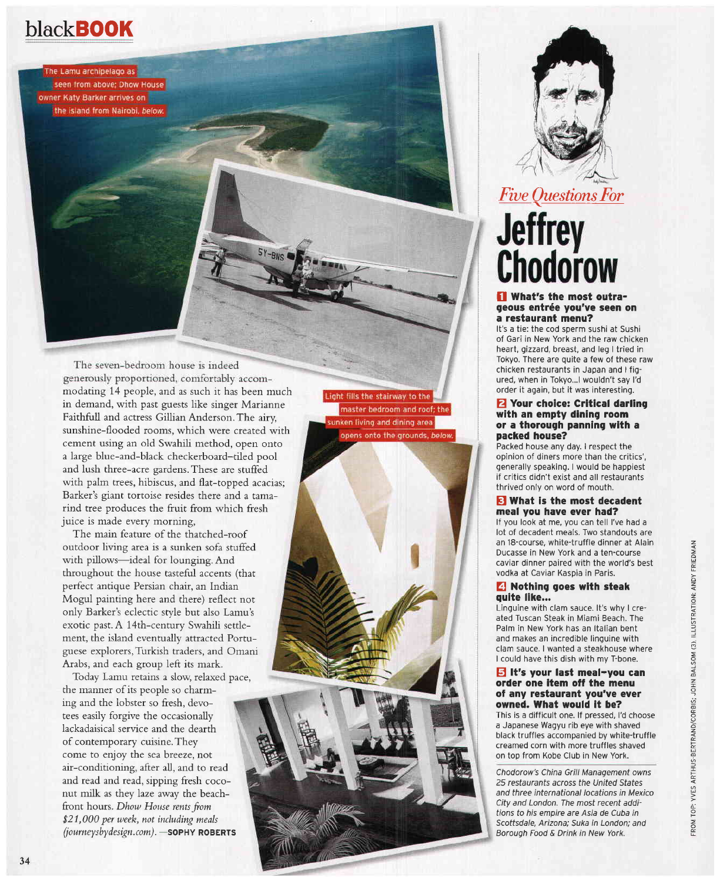The Lamu archipelago as seen from above; Dhow House owner Katy Barker arrives on the island from Nairobi, *below.*

The seven-bedroom house is indeed generously proportioned, comfortably accommodating 14 people, and as such it has been much in demand, with past guests like singer Marianne Faithfull and actress Gillian Anderson. The airy, sunshine-flooded rooms, which were created with cement using an old Swahili method, open onto a large blue-and-black checkerboard-tiled pool and lush three-acre gardens. These are stuffed with palm trees, hibiscus, and flat-topped acacias; Barker's giant tortoise resides there and a tamarind tree produces the fruit from which fresh juice is made every morning,

The main feature of the thatched-roof outdoor living area is a sunken sofa stuffed with pillows—ideal for lounging. And throughout the house tasteful accents (that perfect antique Persian chair, an Indian Mogul painting here and there) reflect not only Barker's eclectic style but also Lamu's exotic past. A 14th-century Swahili settlement, the island eventually attracted Portuguese explorers, Turkish traders, and Omani Arabs, and each group left its mark.

Today Lamu retains a slow, relaxed pace, the manner of its people so charming and the lobster so fresh, devotees easily forgive the occasionally lackadaisical service and the dearth of contemporary cuisine. They come to enjoy the sea breeze, not air-conditioning, after all, and to read and read and read, sipping fresh coconut milk as they laze away the beachfront hours. *Dhow House rents from $21,000 per week, not including meals (journeysbydesign.com).* —**SOPHY ROBERTS**

Light fills the stairway to the master bedroom and roof; the sunken living and dining area opens onto the grounds, *below.*

## *Five Questions For*

# Jeffrey Chodorow

**1 What's the most outrageous entrée you've seen on a restaurant menu?**
It's a tie: the cod sperm sushi at Sushi of Gari in New York and the raw chicken heart, gizzard, breast, and leg I tried in Tokyo. There are quite a few of these raw chicken restaurants in Japan and I figured, when in Tokyo...I wouldn't say I'd order it again, but it was interesting.

**2 Your choice: Critical darling with an empty dining room or a thorough panning with a packed house?**
Packed house any day. I respect the opinion of diners more than the critics', generally speaking. I would be happiest if critics didn't exist and all restaurants thrived only on word of mouth.

**3 What is the most decadent meal you have ever had?**
If you look at me, you can tell I've had a lot of decadent meals. Two standouts are an 18-course, white-truffle dinner at Alain Ducasse in New York and a ten-course caviar dinner paired with the world's best vodka at Caviar Kaspia in Paris.

**4 Nothing goes with steak quite like...**
Linguine with clam sauce. It's why I created Tuscan Steak in Miami Beach. The Palm in New York has an Italian bent and makes an incredible linguine with clam sauce. I wanted a steakhouse where I could have this dish with my T-bone.

**5 It's your last meal—you can order one item off the menu of any restaurant you've ever owned. What would it be?**
This is a difficult one. If pressed, I'd choose a Japanese Wagyu rib eye with shaved black truffles accompanied by white-truffle creamed corn with more truffles shaved on top from Kobe Club in New York.

*Chodorow's China Grill Management owns 25 restaurants across the United States and three international locations in Mexico City and London. The most recent additions to his empire are Asia de Cuba in Scottsdale, Arizona; Suka in London; and Borough Food & Drink in New York.*

FROM TOP: YVES ARTHUS-BERTRAND/CORBIS; JOHN BALSOM (3). ILLUSTRATION: ANDY FRIEDMAN